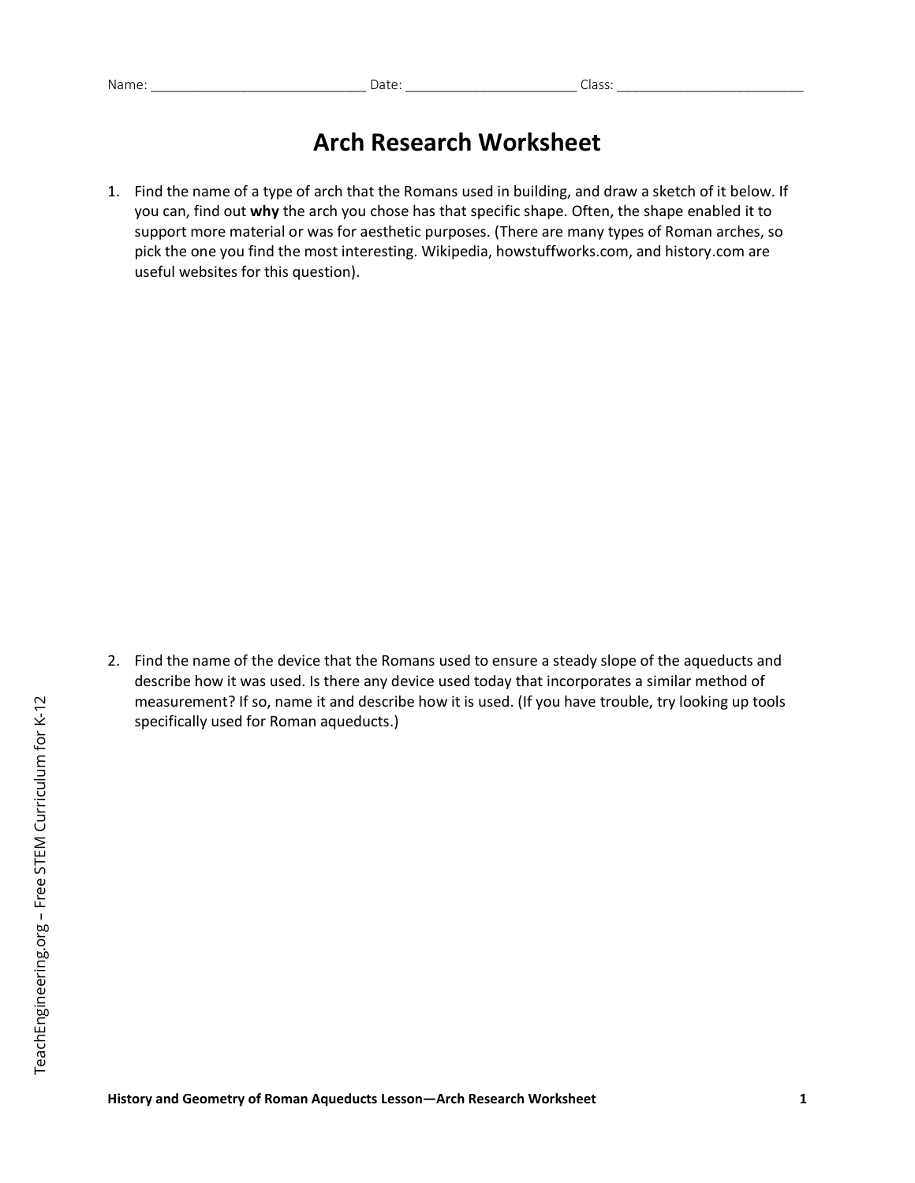Name: ____________________________ Date: ______________________ Class: _________________________

# Arch Research Worksheet

1. Find the name of a type of arch that the Romans used in building, and draw a sketch of it below. If you can, find out **why** the arch you chose has that specific shape. Often, the shape enabled it to support more material or was for aesthetic purposes. (There are many types of Roman arches, so pick the one you find the most interesting. Wikipedia, howstuffworks.com, and history.com are useful websites for this question).

2. Find the name of the device that the Romans used to ensure a steady slope of the aqueducts and describe how it was used. Is there any device used today that incorporates a similar method of measurement? If so, name it and describe how it is used. (If you have trouble, try looking up tools specifically used for Roman aqueducts.)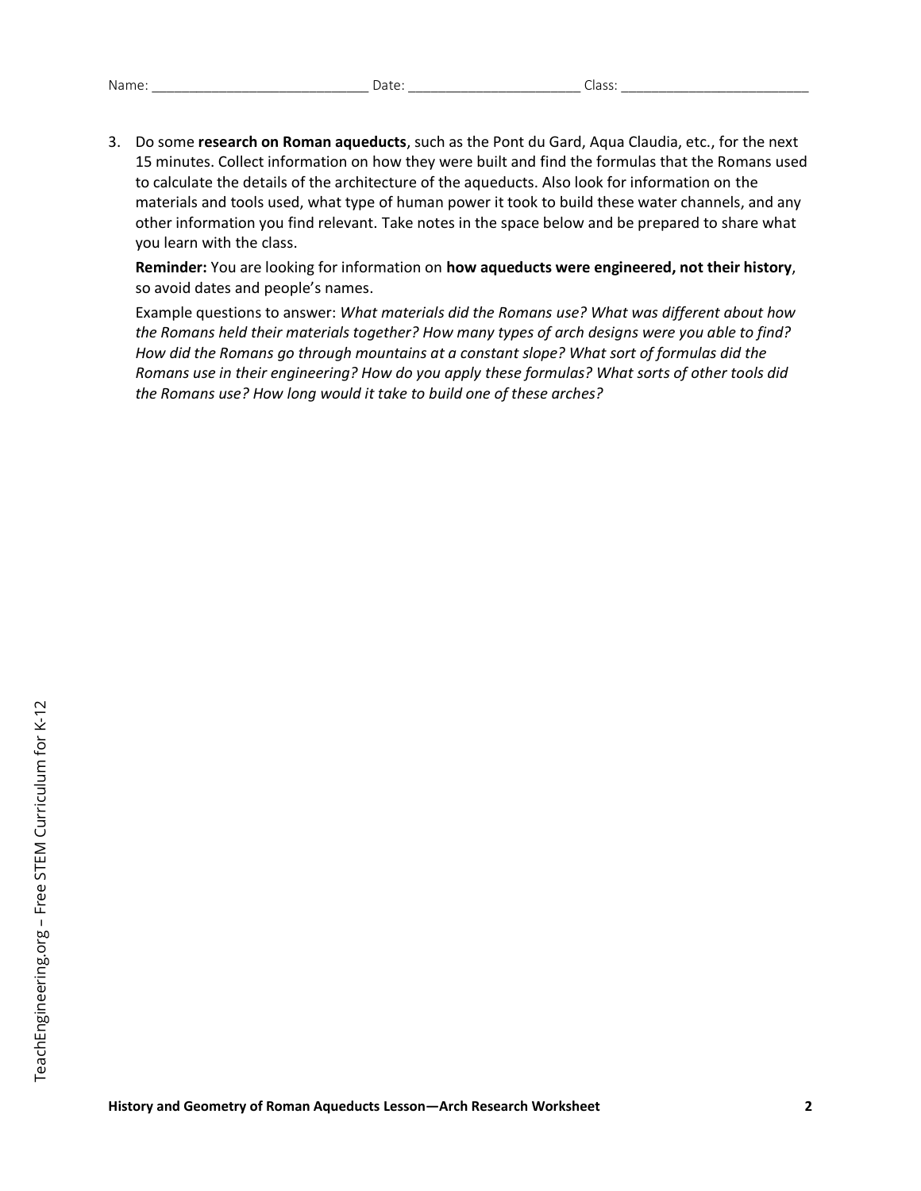Name: ____________________________ Date: ______________________ Class: ________________________

3. Do some **research on Roman aqueducts**, such as the Pont du Gard, Aqua Claudia, etc., for the next 15 minutes. Collect information on how they were built and find the formulas that the Romans used to calculate the details of the architecture of the aqueducts. Also look for information on the materials and tools used, what type of human power it took to build these water channels, and any other information you find relevant. Take notes in the space below and be prepared to share what you learn with the class.

   **Reminder:** You are looking for information on **how aqueducts were engineered, not their history**, so avoid dates and people's names.

   Example questions to answer: *What materials did the Romans use? What was different about how the Romans held their materials together? How many types of arch designs were you able to find? How did the Romans go through mountains at a constant slope? What sort of formulas did the Romans use in their engineering? How do you apply these formulas? What sorts of other tools did the Romans use? How long would it take to build one of these arches?*